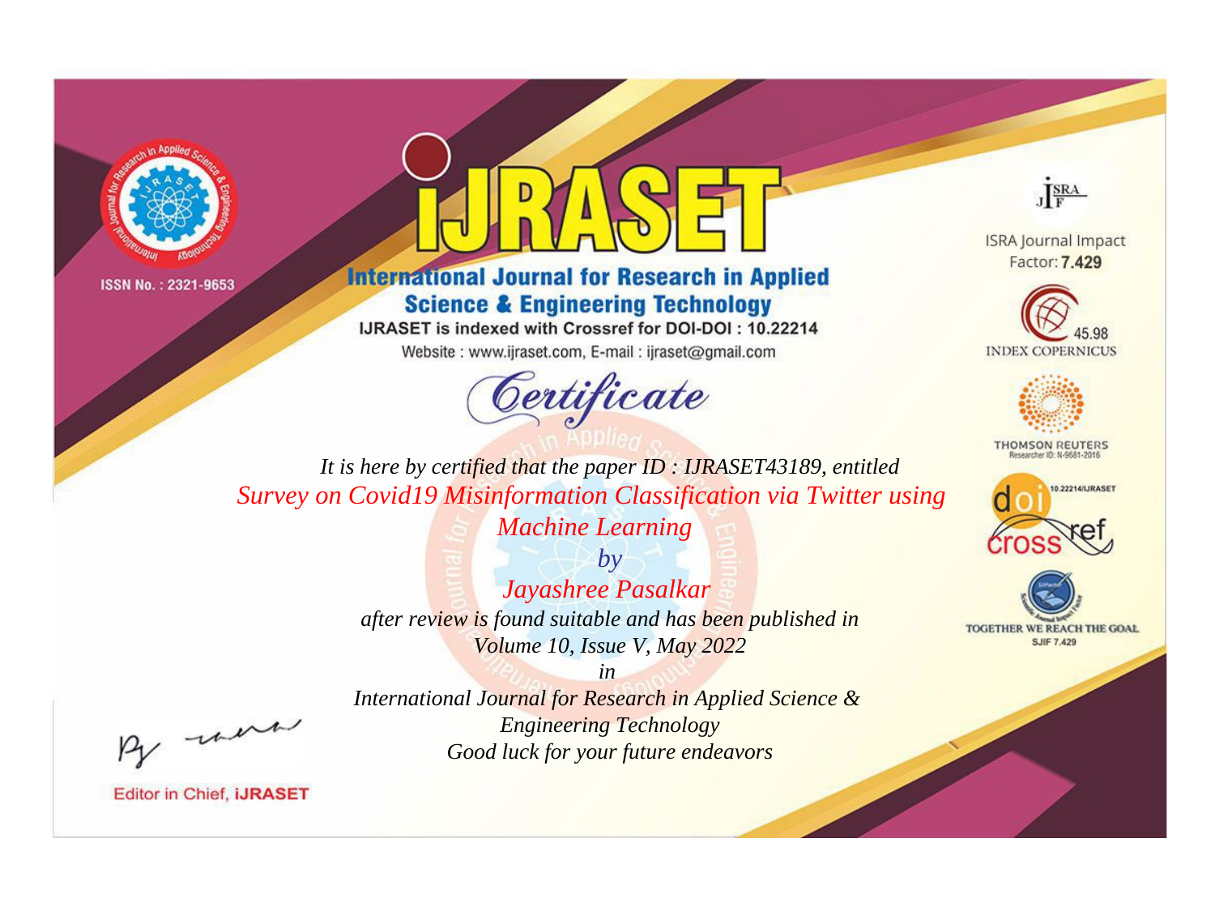ISSN No. : 2321-9653

# IJRASET

## International Journal for Research in Applied Science & Engineering Technology

IJRASET is indexed with Crossref for DOI-DOI : 10.22214

Website : www.ijraset.com, E-mail : ijraset@gmail.com

ISRA Journal Impact Factor: **7.429**

45.98 INDEX COPERNICUS

THOMSON REUTERS Researcher ID: N-9681-2016

10.22214/IJRASET

TOGETHER WE REACH THE GOAL SJIF 7.429

## *Certificate*

*It is here by certified that the paper ID : IJRASET43189, entitled*

*Survey on Covid19 Misinformation Classification via Twitter using Machine Learning*

*by*

*Jayashree Pasalkar*

*after review is found suitable and has been published in*

*Volume 10, Issue V, May 2022*

*in*

*International Journal for Research in Applied Science & Engineering Technology*

*Good luck for your future endeavors*

Editor in Chief, **iJRASET**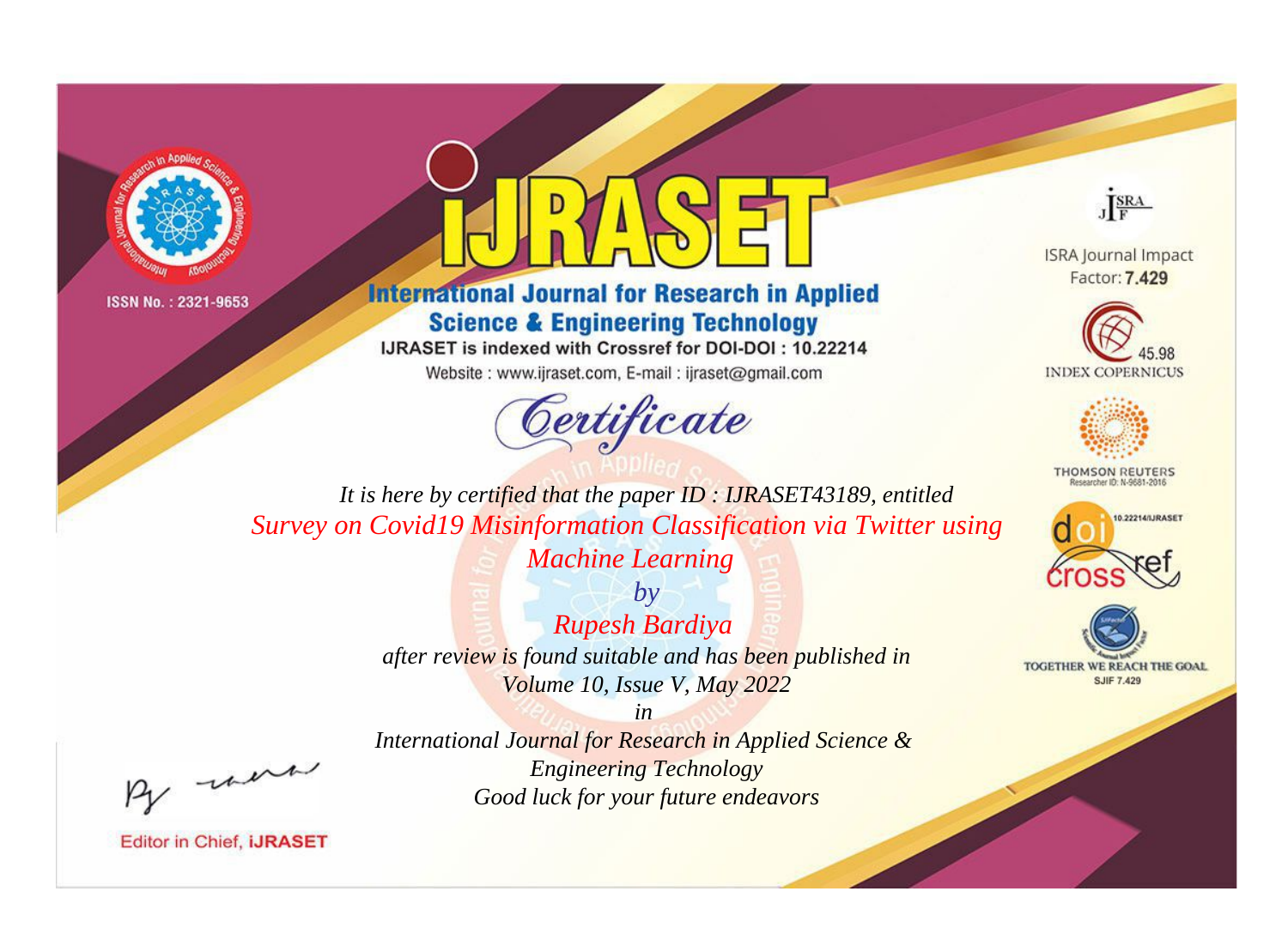ISSN No. : 2321-9653

# iJRASET

## International Journal for Research in Applied Science & Engineering Technology

IJRASET is indexed with Crossref for DOI-DOI : 10.22214

Website : www.ijraset.com, E-mail : ijraset@gmail.com

ISRA Journal Impact Factor: **7.429**

45.98 INDEX COPERNICUS

THOMSON REUTERS Researcher ID: N-9681-2016

10.22214/IJRASET

TOGETHER WE REACH THE GOAL SJIF 7.429

# *Certificate*

*It is here by certified that the paper ID : IJRASET43189, entitled*

*Survey on Covid19 Misinformation Classification via Twitter using Machine Learning*

*by*

*Rupesh Bardiya*

*after review is found suitable and has been published in*

*Volume 10, Issue V, May 2022*

*in*

*International Journal for Research in Applied Science & Engineering Technology*

*Good luck for your future endeavors*

Editor in Chief, **iJRASET**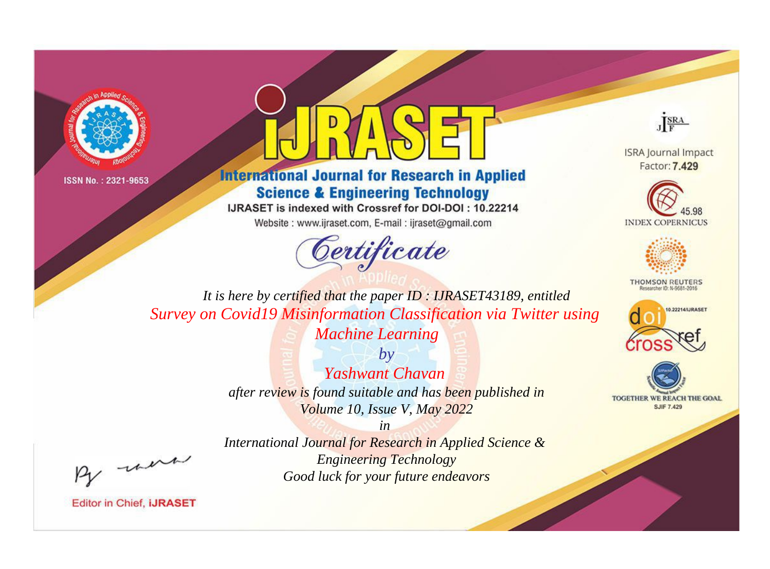ISSN No. : 2321-9653

# iJRASET

## International Journal for Research in Applied Science & Engineering Technology

IJRASET is indexed with Crossref for DOI-DOI : 10.22214

Website : www.ijraset.com, E-mail : ijraset@gmail.com

ISRA Journal Impact Factor: **7.429**

45.98 INDEX COPERNICUS

THOMSON REUTERS Researcher ID: N-9681-2016

10.22214/IJRASET

TOGETHER WE REACH THE GOAL SJIF 7.429

# *Certificate*

*It is here by certified that the paper ID : IJRASET43189, entitled*

*Survey on Covid19 Misinformation Classification via Twitter using Machine Learning*

*by*

*Yashwant Chavan*

*after review is found suitable and has been published in*

*Volume 10, Issue V, May 2022*

*in*

*International Journal for Research in Applied Science & Engineering Technology*

*Good luck for your future endeavors*

Editor in Chief, **iJRASET**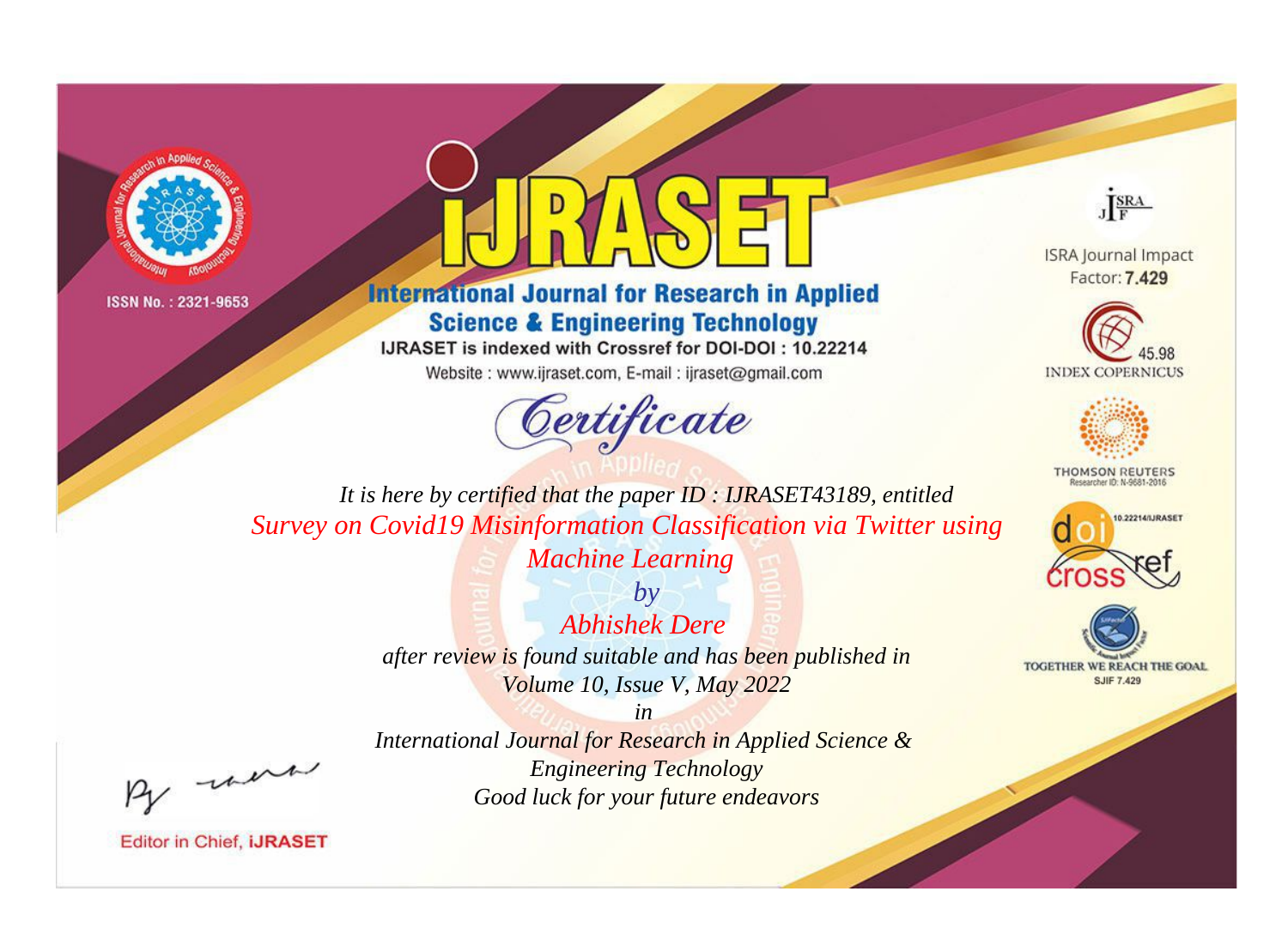ISSN No. : 2321-9653

# iJRASET

## International Journal for Research in Applied Science & Engineering Technology

IJRASET is indexed with Crossref for DOI-DOI : 10.22214

Website : www.ijraset.com, E-mail : ijraset@gmail.com

ISRA Journal Impact Factor: **7.429**

45.98 INDEX COPERNICUS

THOMSON REUTERS Researcher ID: N-9681-2016

10.22214/IJRASET

TOGETHER WE REACH THE GOAL SJIF 7.429

# *Certificate*

*It is here by certified that the paper ID : IJRASET43189, entitled*

*Survey on Covid19 Misinformation Classification via Twitter using Machine Learning*

*by*

*Abhishek Dere*

*after review is found suitable and has been published in*

*Volume 10, Issue V, May 2022*

*in*

*International Journal for Research in Applied Science & Engineering Technology*

*Good luck for your future endeavors*

Editor in Chief, **iJRASET**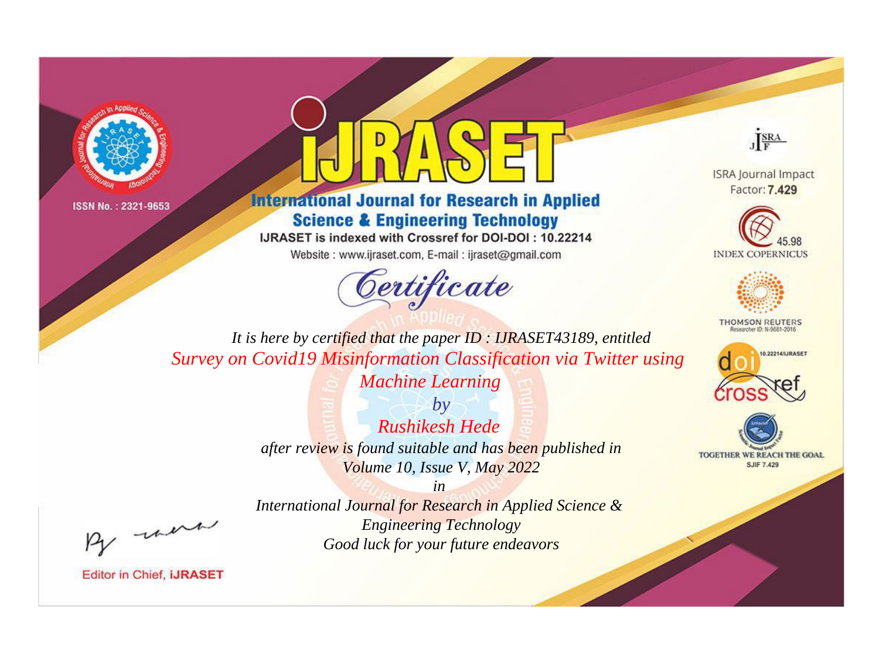ISSN No. : 2321-9653

# iJRASET

## International Journal for Research in Applied Science & Engineering Technology

IJRASET is indexed with Crossref for DOI-DOI : 10.22214

Website : www.ijraset.com, E-mail : ijraset@gmail.com

*Certificate*

ISRA Journal Impact Factor: **7.429**

45.98 INDEX COPERNICUS

THOMSON REUTERS Researcher ID: N-9681-2016

10.22214/IJRASET

TOGETHER WE REACH THE GOAL SJIF 7.429

*It is here by certified that the paper ID : IJRASET43189, entitled*

*Survey on Covid19 Misinformation Classification via Twitter using Machine Learning*

*by*

*Rushikesh Hede*

*after review is found suitable and has been published in*

*Volume 10, Issue V, May 2022*

*in*

*International Journal for Research in Applied Science & Engineering Technology*

*Good luck for your future endeavors*

Editor in Chief, **iJRASET**